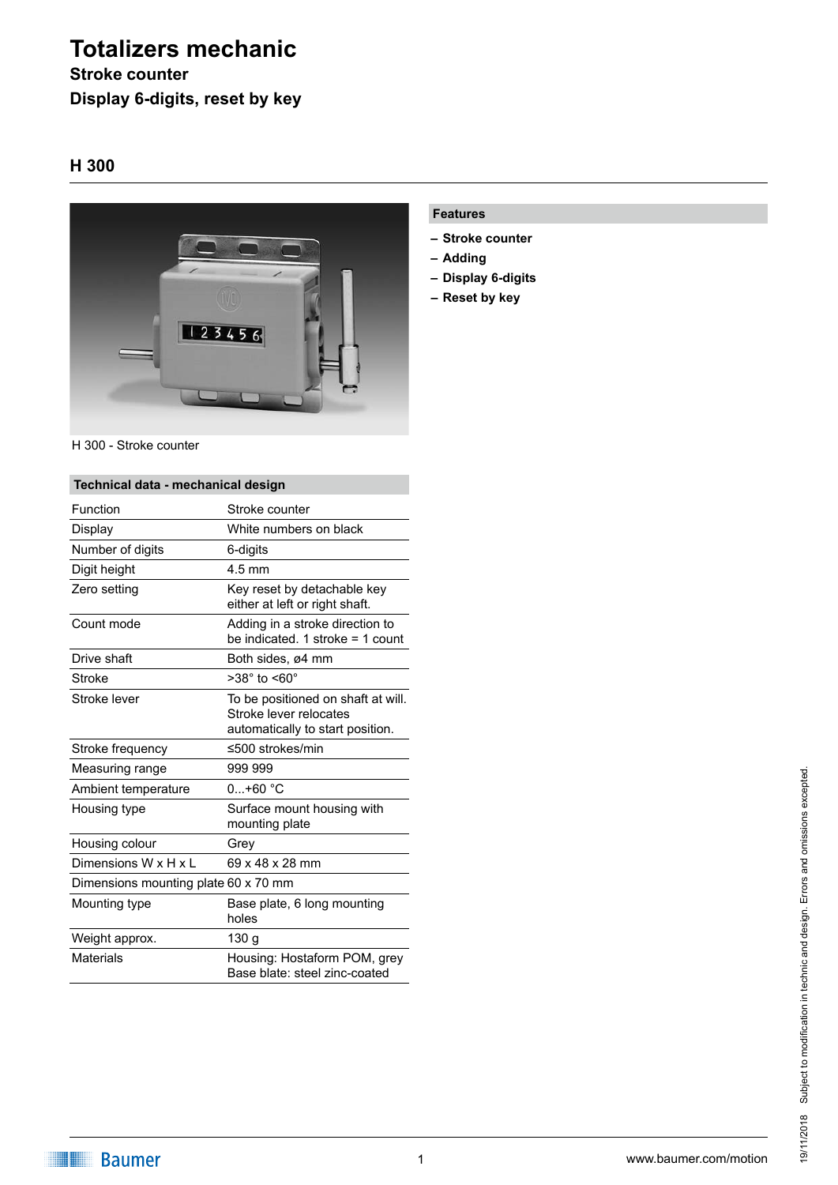# Totalizers mechanic

**Stroke counter**

**Display 6-digits, reset by key**

## H 300

H 300 - Stroke counter

### Features

- **Stroke counter**
- **Adding**
- **Display 6-digits**
- **Reset by key**

### Technical data - mechanical design

| | |
|---|---|
| Function | Stroke counter |
| Display | White numbers on black |
| Number of digits | 6-digits |
| Digit height | 4.5 mm |
| Zero setting | Key reset by detachable key either at left or right shaft. |
| Count mode | Adding in a stroke direction to be indicated. 1 stroke = 1 count |
| Drive shaft | Both sides, ø4 mm |
| Stroke | >38° to <60° |
| Stroke lever | To be positioned on shaft at will. Stroke lever relocates automatically to start position. |
| Stroke frequency | ≤500 strokes/min |
| Measuring range | 999 999 |
| Ambient temperature | 0...+60 °C |
| Housing type | Surface mount housing with mounting plate |
| Housing colour | Grey |
| Dimensions W x H x L | 69 x 48 x 28 mm |
| Dimensions mounting plate | 60 x 70 mm |
| Mounting type | Base plate, 6 long mounting holes |
| Weight approx. | 130 g |
| Materials | Housing: Hostaform POM, grey<br>Base blate: steel zinc-coated |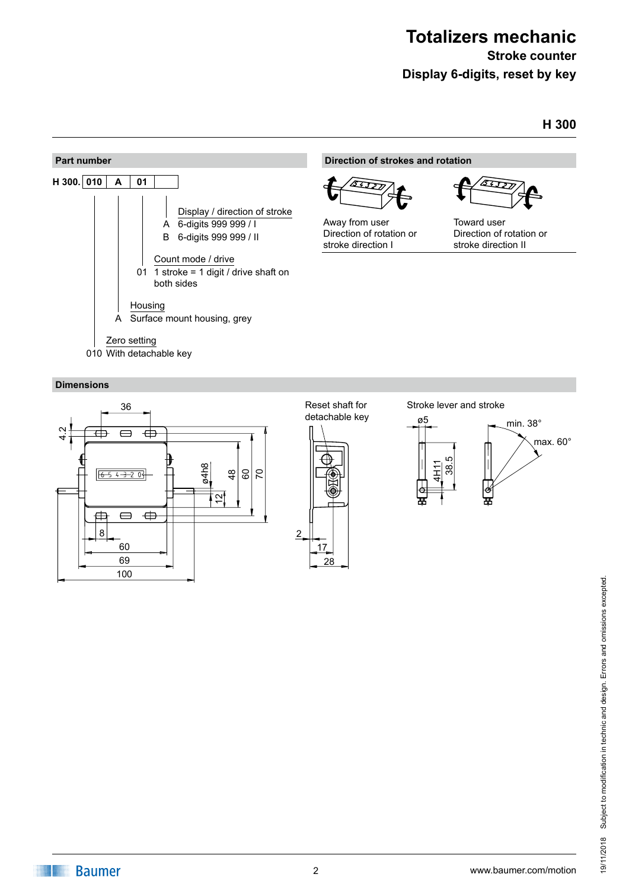# Totalizers mechanic

**Stroke counter**

**Display 6-digits, reset by key**

**H 300**

## Part number

| H 300. | 010 | A | 01 | |
|---|---|---|---|---|

Display / direction of stroke
- A 6-digits 999 999 / I
- B 6-digits 999 999 / II

Count mode / drive
- 01 1 stroke = 1 digit / drive shaft on both sides

Housing
- A Surface mount housing, grey

Zero setting
- 010 With detachable key

## Direction of strokes and rotation

Away from user
Direction of rotation or stroke direction I

Toward user
Direction of rotation or stroke direction II

## Dimensions

36
4.2
ø4h8
48
60
70
12
8
60
69
100

Reset shaft for detachable key

2
17
28

Stroke lever and stroke

ø5
4H11
38.5
min. 38°
max. 60°

19/11/2018 Subject to modification in technic and design. Errors and omissions excepted.

Baumer
www.baumer.com/motion